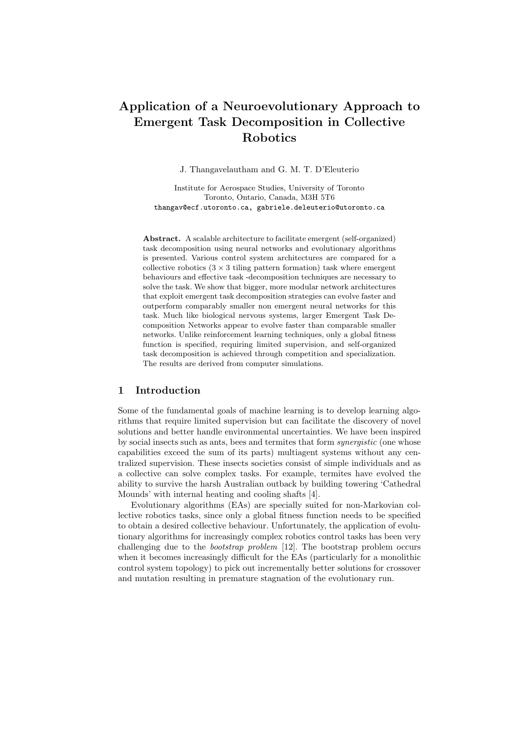# Application of a Neuroevolutionary Approach to Emergent Task Decomposition in Collective Robotics

J. Thangavelautham and G. M. T. D'Eleuterio

Institute for Aerospace Studies, University of Toronto
Toronto, Ontario, Canada, M3H 5T6
thangav@ecf.utoronto.ca, gabriele.deleuterio@utoronto.ca

**Abstract.** A scalable architecture to facilitate emergent (self-organized) task decomposition using neural networks and evolutionary algorithms is presented. Various control system architectures are compared for a collective robotics ($3 \times 3$ tiling pattern formation) task where emergent behaviours and effective task -decomposition techniques are necessary to solve the task. We show that bigger, more modular network architectures that exploit emergent task decomposition strategies can evolve faster and outperform comparably smaller non emergent neural networks for this task. Much like biological nervous systems, larger Emergent Task Decomposition Networks appear to evolve faster than comparable smaller networks. Unlike reinforcement learning techniques, only a global fitness function is specified, requiring limited supervision, and self-organized task decomposition is achieved through competition and specialization. The results are derived from computer simulations.

## 1 Introduction

Some of the fundamental goals of machine learning is to develop learning algorithms that require limited supervision but can facilitate the discovery of novel solutions and better handle environmental uncertainties. We have been inspired by social insects such as ants, bees and termites that form *synergistic* (one whose capabilities exceed the sum of its parts) multiagent systems without any centralized supervision. These insects societies consist of simple individuals and as a collective can solve complex tasks. For example, termites have evolved the ability to survive the harsh Australian outback by building towering 'Cathedral Mounds' with internal heating and cooling shafts [4].

Evolutionary algorithms (EAs) are specially suited for non-Markovian collective robotics tasks, since only a global fitness function needs to be specified to obtain a desired collective behaviour. Unfortunately, the application of evolutionary algorithms for increasingly complex robotics control tasks has been very challenging due to the *bootstrap problem* [12]. The bootstrap problem occurs when it becomes increasingly difficult for the EAs (particularly for a monolithic control system topology) to pick out incrementally better solutions for crossover and mutation resulting in premature stagnation of the evolutionary run.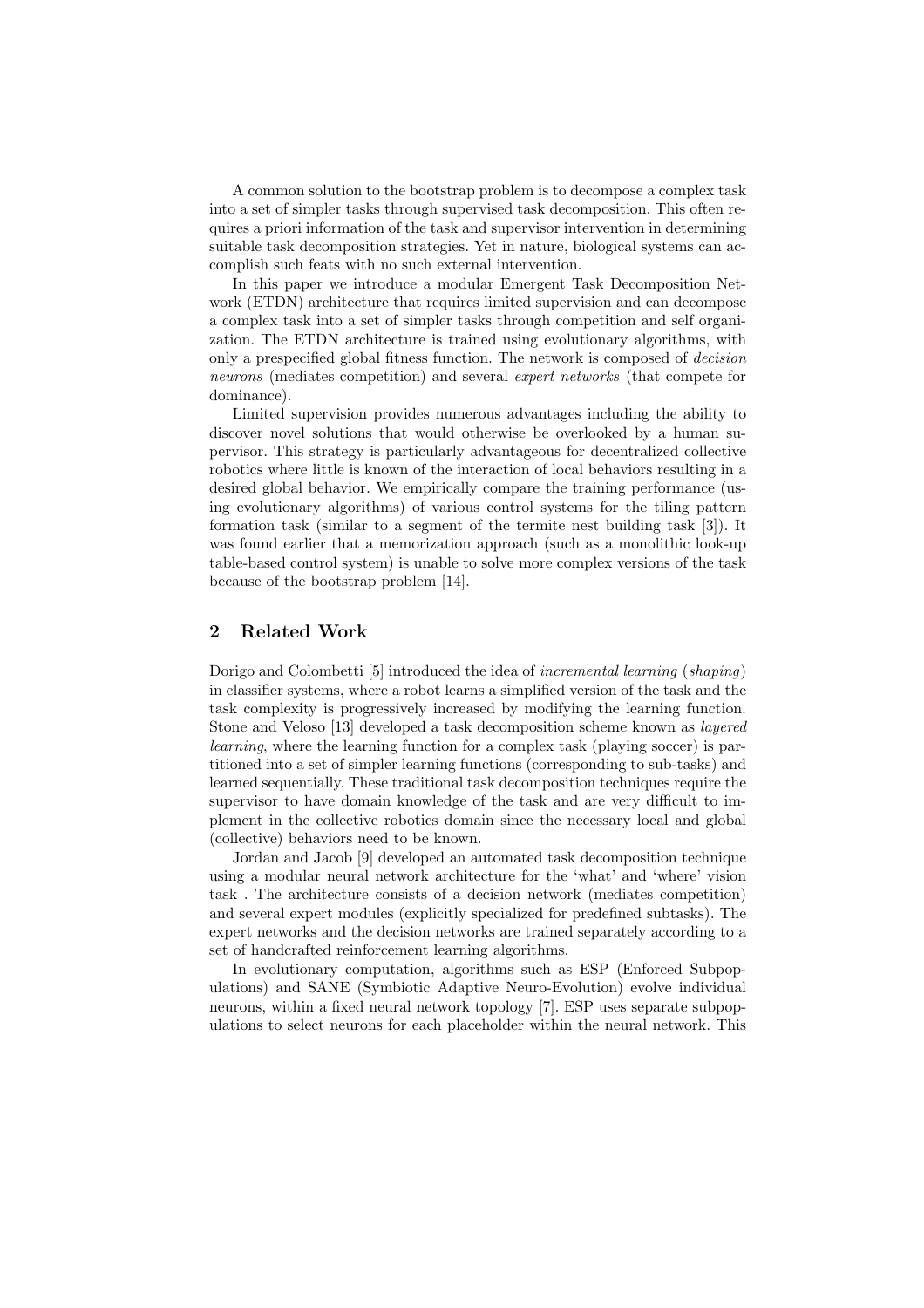A common solution to the bootstrap problem is to decompose a complex task into a set of simpler tasks through supervised task decomposition. This often requires a priori information of the task and supervisor intervention in determining suitable task decomposition strategies. Yet in nature, biological systems can accomplish such feats with no such external intervention.

In this paper we introduce a modular Emergent Task Decomposition Network (ETDN) architecture that requires limited supervision and can decompose a complex task into a set of simpler tasks through competition and self organization. The ETDN architecture is trained using evolutionary algorithms, with only a prespecified global fitness function. The network is composed of *decision neurons* (mediates competition) and several *expert networks* (that compete for dominance).

Limited supervision provides numerous advantages including the ability to discover novel solutions that would otherwise be overlooked by a human supervisor. This strategy is particularly advantageous for decentralized collective robotics where little is known of the interaction of local behaviors resulting in a desired global behavior. We empirically compare the training performance (using evolutionary algorithms) of various control systems for the tiling pattern formation task (similar to a segment of the termite nest building task [3]). It was found earlier that a memorization approach (such as a monolithic look-up table-based control system) is unable to solve more complex versions of the task because of the bootstrap problem [14].

## 2 Related Work

Dorigo and Colombetti [5] introduced the idea of *incremental learning* (*shaping*) in classifier systems, where a robot learns a simplified version of the task and the task complexity is progressively increased by modifying the learning function. Stone and Veloso [13] developed a task decomposition scheme known as *layered learning*, where the learning function for a complex task (playing soccer) is partitioned into a set of simpler learning functions (corresponding to sub-tasks) and learned sequentially. These traditional task decomposition techniques require the supervisor to have domain knowledge of the task and are very difficult to implement in the collective robotics domain since the necessary local and global (collective) behaviors need to be known.

Jordan and Jacob [9] developed an automated task decomposition technique using a modular neural network architecture for the 'what' and 'where' vision task . The architecture consists of a decision network (mediates competition) and several expert modules (explicitly specialized for predefined subtasks). The expert networks and the decision networks are trained separately according to a set of handcrafted reinforcement learning algorithms.

In evolutionary computation, algorithms such as ESP (Enforced Subpopulations) and SANE (Symbiotic Adaptive Neuro-Evolution) evolve individual neurons, within a fixed neural network topology [7]. ESP uses separate subpopulations to select neurons for each placeholder within the neural network. This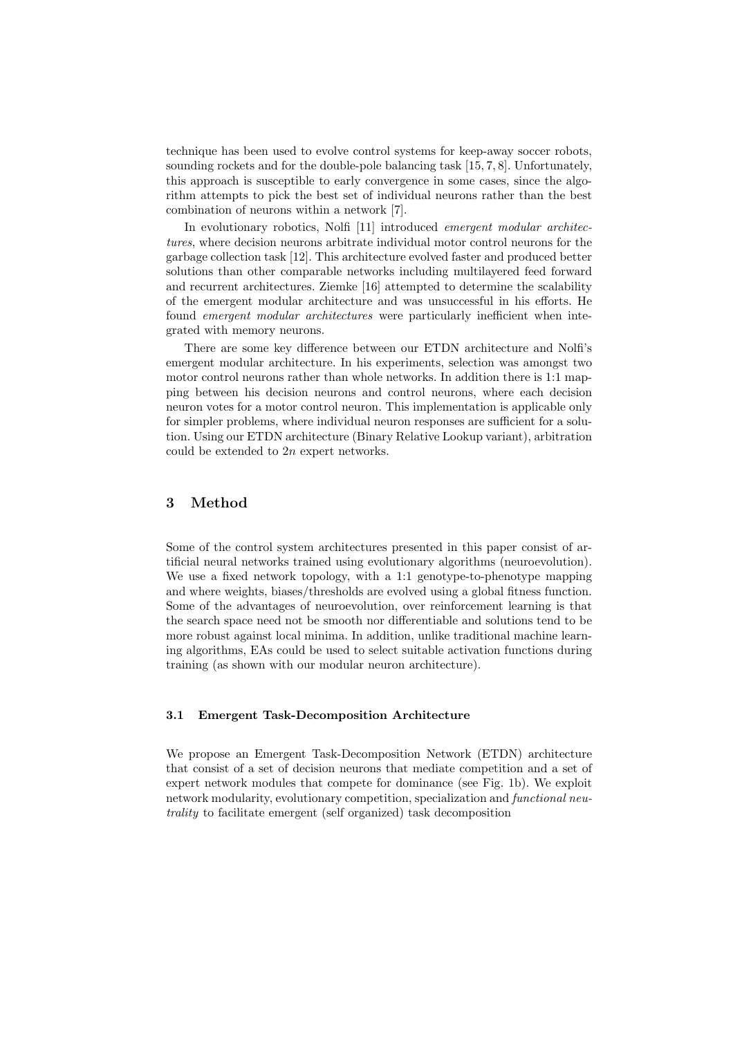technique has been used to evolve control systems for keep-away soccer robots, sounding rockets and for the double-pole balancing task [15, 7, 8]. Unfortunately, this approach is susceptible to early convergence in some cases, since the algorithm attempts to pick the best set of individual neurons rather than the best combination of neurons within a network [7].

In evolutionary robotics, Nolfi [11] introduced *emergent modular architectures*, where decision neurons arbitrate individual motor control neurons for the garbage collection task [12]. This architecture evolved faster and produced better solutions than other comparable networks including multilayered feed forward and recurrent architectures. Ziemke [16] attempted to determine the scalability of the emergent modular architecture and was unsuccessful in his efforts. He found *emergent modular architectures* were particularly inefficient when integrated with memory neurons.

There are some key difference between our ETDN architecture and Nolfi's emergent modular architecture. In his experiments, selection was amongst two motor control neurons rather than whole networks. In addition there is 1:1 mapping between his decision neurons and control neurons, where each decision neuron votes for a motor control neuron. This implementation is applicable only for simpler problems, where individual neuron responses are sufficient for a solution. Using our ETDN architecture (Binary Relative Lookup variant), arbitration could be extended to $2n$ expert networks.

## 3 Method

Some of the control system architectures presented in this paper consist of artificial neural networks trained using evolutionary algorithms (neuroevolution). We use a fixed network topology, with a 1:1 genotype-to-phenotype mapping and where weights, biases/thresholds are evolved using a global fitness function. Some of the advantages of neuroevolution, over reinforcement learning is that the search space need not be smooth nor differentiable and solutions tend to be more robust against local minima. In addition, unlike traditional machine learning algorithms, EAs could be used to select suitable activation functions during training (as shown with our modular neuron architecture).

### 3.1 Emergent Task-Decomposition Architecture

We propose an Emergent Task-Decomposition Network (ETDN) architecture that consist of a set of decision neurons that mediate competition and a set of expert network modules that compete for dominance (see Fig. 1b). We exploit network modularity, evolutionary competition, specialization and *functional neutrality* to facilitate emergent (self organized) task decomposition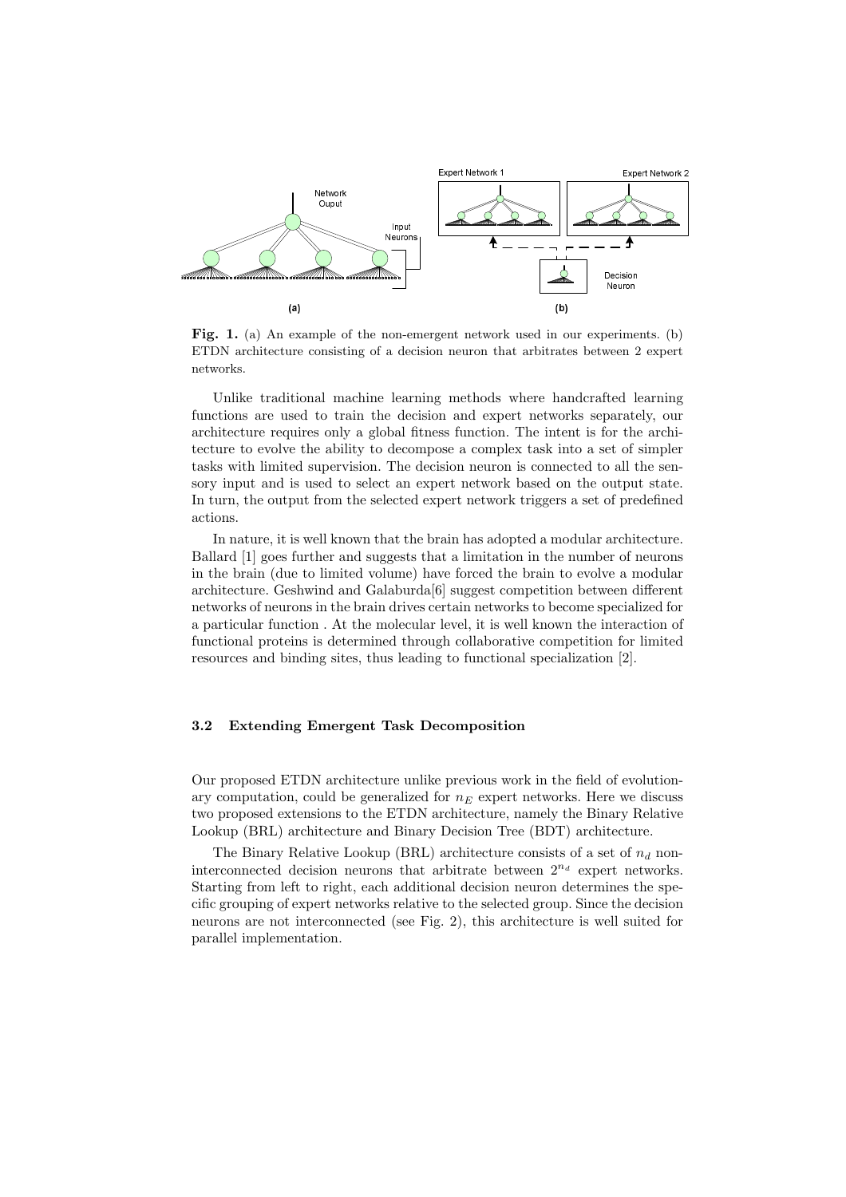**Fig. 1.** (a) An example of the non-emergent network used in our experiments. (b) ETDN architecture consisting of a decision neuron that arbitrates between 2 expert networks.

Unlike traditional machine learning methods where handcrafted learning functions are used to train the decision and expert networks separately, our architecture requires only a global fitness function. The intent is for the architecture to evolve the ability to decompose a complex task into a set of simpler tasks with limited supervision. The decision neuron is connected to all the sensory input and is used to select an expert network based on the output state. In turn, the output from the selected expert network triggers a set of predefined actions.

In nature, it is well known that the brain has adopted a modular architecture. Ballard [1] goes further and suggests that a limitation in the number of neurons in the brain (due to limited volume) have forced the brain to evolve a modular architecture. Geshwind and Galaburda[6] suggest competition between different networks of neurons in the brain drives certain networks to become specialized for a particular function . At the molecular level, it is well known the interaction of functional proteins is determined through collaborative competition for limited resources and binding sites, thus leading to functional specialization [2].

### 3.2 Extending Emergent Task Decomposition

Our proposed ETDN architecture unlike previous work in the field of evolutionary computation, could be generalized for $n_E$ expert networks. Here we discuss two proposed extensions to the ETDN architecture, namely the Binary Relative Lookup (BRL) architecture and Binary Decision Tree (BDT) architecture.

The Binary Relative Lookup (BRL) architecture consists of a set of $n_d$ non-interconnected decision neurons that arbitrate between $2^{n_d}$ expert networks. Starting from left to right, each additional decision neuron determines the specific grouping of expert networks relative to the selected group. Since the decision neurons are not interconnected (see Fig. 2), this architecture is well suited for parallel implementation.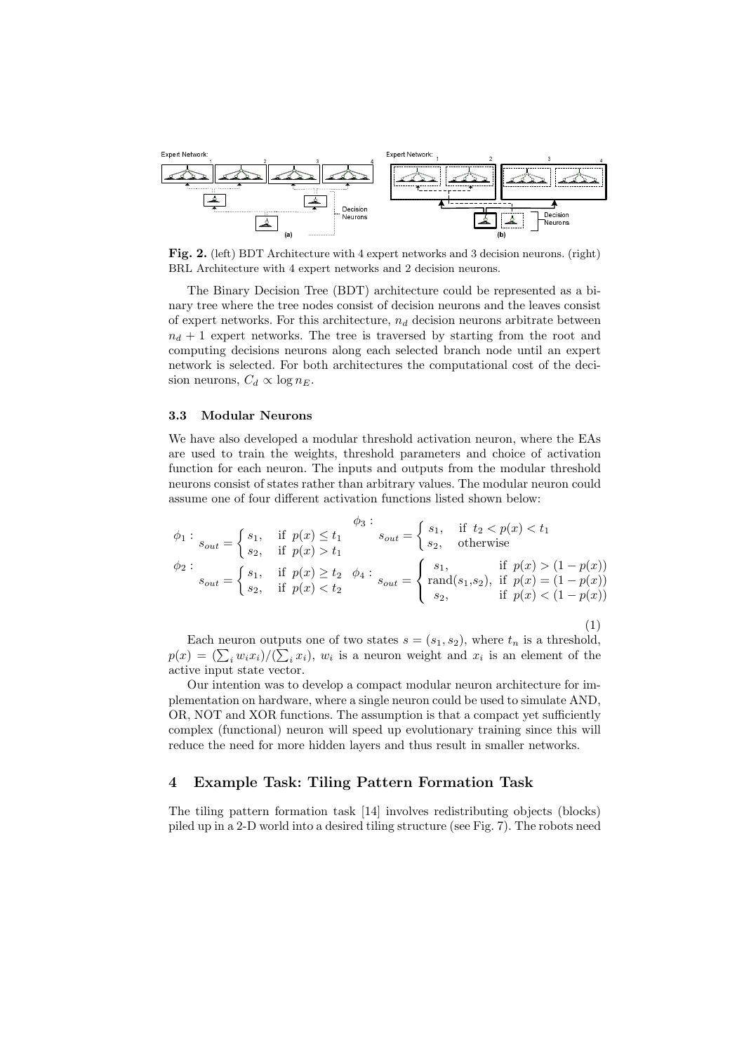Fig. 2. (left) BDT Architecture with 4 expert networks and 3 decision neurons. (right) BRL Architecture with 4 expert networks and 2 decision neurons.

The Binary Decision Tree (BDT) architecture could be represented as a binary tree where the tree nodes consist of decision neurons and the leaves consist of expert networks. For this architecture, $n_d$ decision neurons arbitrate between $n_d + 1$ expert networks. The tree is traversed by starting from the root and computing decisions neurons along each selected branch node until an expert network is selected. For both architectures the computational cost of the decision neurons, $C_d \propto \log n_E$.

### 3.3 Modular Neurons

We have also developed a modular threshold activation neuron, where the EAs are used to train the weights, threshold parameters and choice of activation function for each neuron. The inputs and outputs from the modular threshold neurons consist of states rather than arbitrary values. The modular neuron could assume one of four different activation functions listed shown below:

$$\phi_1: \quad s_{out} = \begin{cases} s_1, & \text{if } p(x) \leq t_1 \\ s_2, & \text{if } p(x) > t_1 \end{cases} \qquad \phi_3: \quad s_{out} = \begin{cases} s_1, & \text{if } t_2 < p(x) < t_1 \\ s_2, & \text{otherwise} \end{cases}$$

$$\phi_2: \quad s_{out} = \begin{cases} s_1, & \text{if } p(x) \geq t_2 \\ s_2, & \text{if } p(x) < t_2 \end{cases} \qquad \phi_4: \quad s_{out} = \begin{cases} s_1, & \text{if } p(x) > (1 - p(x)) \\ \text{rand}(s_1, s_2), & \text{if } p(x) = (1 - p(x)) \\ s_2, & \text{if } p(x) < (1 - p(x)) \end{cases} \tag{1}$$

Each neuron outputs one of two states $s = (s_1, s_2)$, where $t_n$ is a threshold, $p(x) = (\sum_i w_i x_i)/(\sum_i x_i)$, $w_i$ is a neuron weight and $x_i$ is an element of the active input state vector.

Our intention was to develop a compact modular neuron architecture for implementation on hardware, where a single neuron could be used to simulate AND, OR, NOT and XOR functions. The assumption is that a compact yet sufficiently complex (functional) neuron will speed up evolutionary training since this will reduce the need for more hidden layers and thus result in smaller networks.

## 4 Example Task: Tiling Pattern Formation Task

The tiling pattern formation task [14] involves redistributing objects (blocks) piled up in a 2-D world into a desired tiling structure (see Fig. 7). The robots need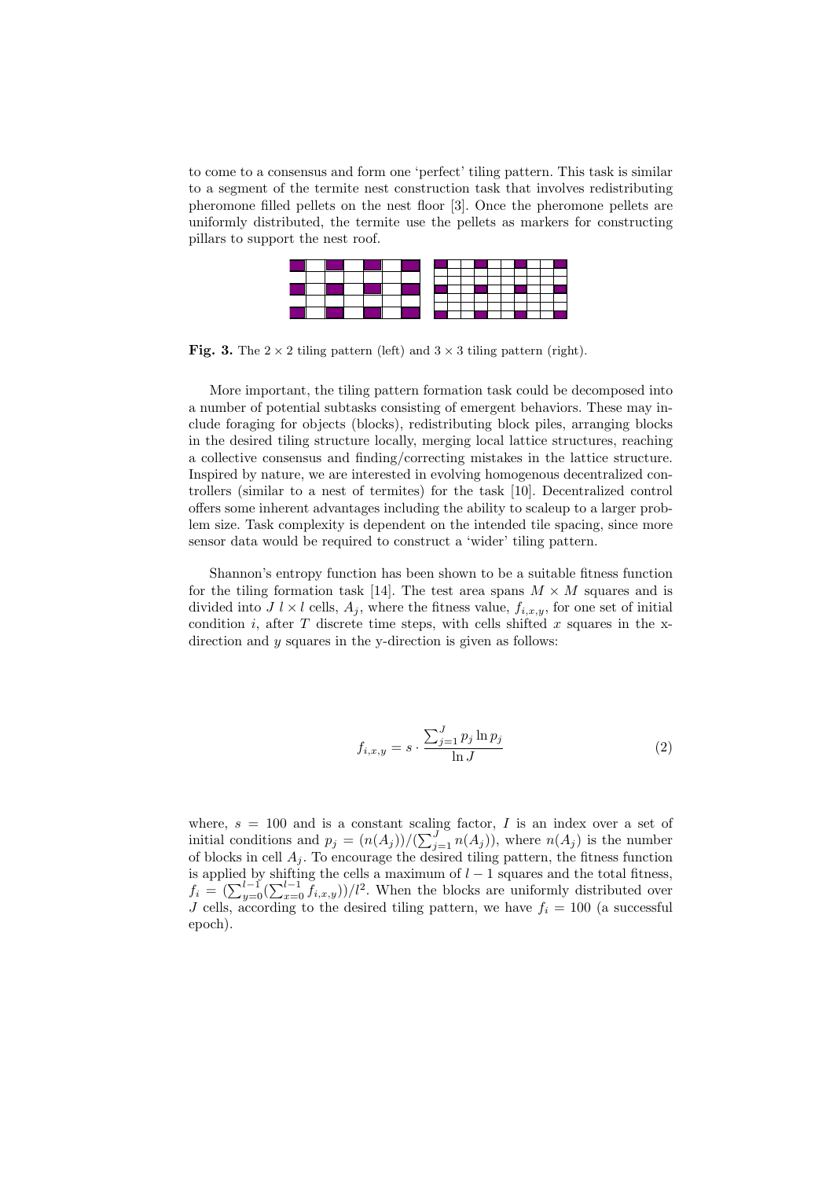to come to a consensus and form one 'perfect' tiling pattern. This task is similar to a segment of the termite nest construction task that involves redistributing pheromone filled pellets on the nest floor [3]. Once the pheromone pellets are uniformly distributed, the termite use the pellets as markers for constructing pillars to support the nest roof.

**Fig. 3.** The $2 \times 2$ tiling pattern (left) and $3 \times 3$ tiling pattern (right).

More important, the tiling pattern formation task could be decomposed into a number of potential subtasks consisting of emergent behaviors. These may include foraging for objects (blocks), redistributing block piles, arranging blocks in the desired tiling structure locally, merging local lattice structures, reaching a collective consensus and finding/correcting mistakes in the lattice structure. Inspired by nature, we are interested in evolving homogenous decentralized controllers (similar to a nest of termites) for the task [10]. Decentralized control offers some inherent advantages including the ability to scaleup to a larger problem size. Task complexity is dependent on the intended tile spacing, since more sensor data would be required to construct a 'wider' tiling pattern.

Shannon's entropy function has been shown to be a suitable fitness function for the tiling formation task [14]. The test area spans $M \times M$ squares and is divided into $J$ $l \times l$ cells, $A_j$, where the fitness value, $f_{i,x,y}$, for one set of initial condition $i$, after $T$ discrete time steps, with cells shifted $x$ squares in the x-direction and $y$ squares in the y-direction is given as follows:

$$f_{i,x,y} = s \cdot \frac{\sum_{j=1}^{J} p_j \ln p_j}{\ln J} \tag{2}$$

where, $s = 100$ and is a constant scaling factor, $I$ is an index over a set of initial conditions and $p_j = (n(A_j))/(\sum_{j=1}^{J} n(A_j))$, where $n(A_j)$ is the number of blocks in cell $A_j$. To encourage the desired tiling pattern, the fitness function is applied by shifting the cells a maximum of $l - 1$ squares and the total fitness, $f_i = (\sum_{y=0}^{l-1}(\sum_{x=0}^{l-1} f_{i,x,y}))/l^2$. When the blocks are uniformly distributed over $J$ cells, according to the desired tiling pattern, we have $f_i = 100$ (a successful epoch).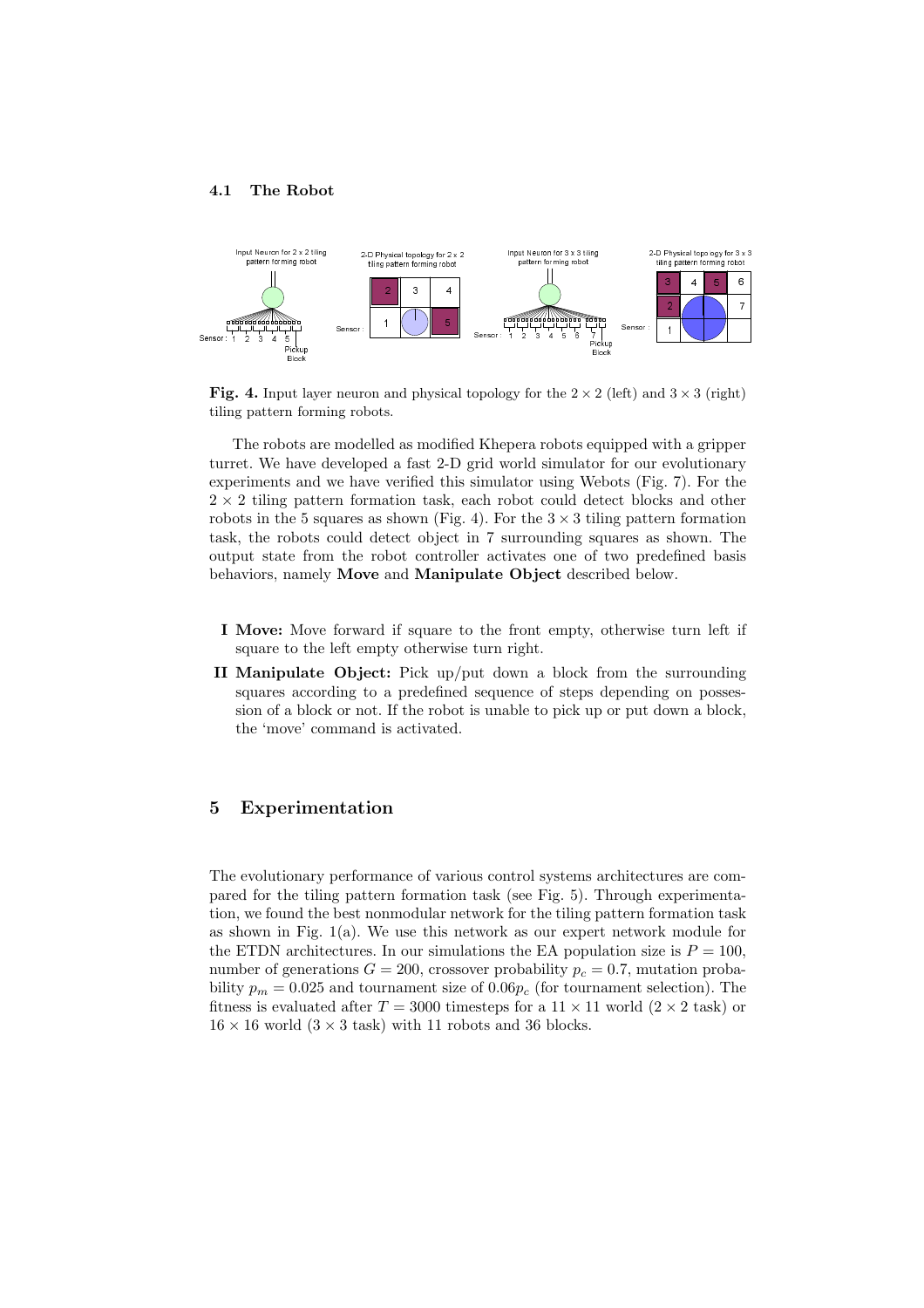### 4.1 The Robot

**Fig. 4.** Input layer neuron and physical topology for the $2 \times 2$ (left) and $3 \times 3$ (right) tiling pattern forming robots.

The robots are modelled as modified Khepera robots equipped with a gripper turret. We have developed a fast 2-D grid world simulator for our evolutionary experiments and we have verified this simulator using Webots (Fig. 7). For the $2 \times 2$ tiling pattern formation task, each robot could detect blocks and other robots in the 5 squares as shown (Fig. 4). For the $3 \times 3$ tiling pattern formation task, the robots could detect object in 7 surrounding squares as shown. The output state from the robot controller activates one of two predefined basis behaviors, namely **Move** and **Manipulate Object** described below.

- **I Move:** Move forward if square to the front empty, otherwise turn left if square to the left empty otherwise turn right.
- **II Manipulate Object:** Pick up/put down a block from the surrounding squares according to a predefined sequence of steps depending on possession of a block or not. If the robot is unable to pick up or put down a block, the 'move' command is activated.

## 5 Experimentation

The evolutionary performance of various control systems architectures are compared for the tiling pattern formation task (see Fig. 5). Through experimentation, we found the best nonmodular network for the tiling pattern formation task as shown in Fig. 1(a). We use this network as our expert network module for the ETDN architectures. In our simulations the EA population size is $P = 100$, number of generations $G = 200$, crossover probability $p_c = 0.7$, mutation probability $p_m = 0.025$ and tournament size of $0.06p_c$ (for tournament selection). The fitness is evaluated after $T = 3000$ timesteps for a $11 \times 11$ world ($2 \times 2$ task) or $16 \times 16$ world ($3 \times 3$ task) with 11 robots and 36 blocks.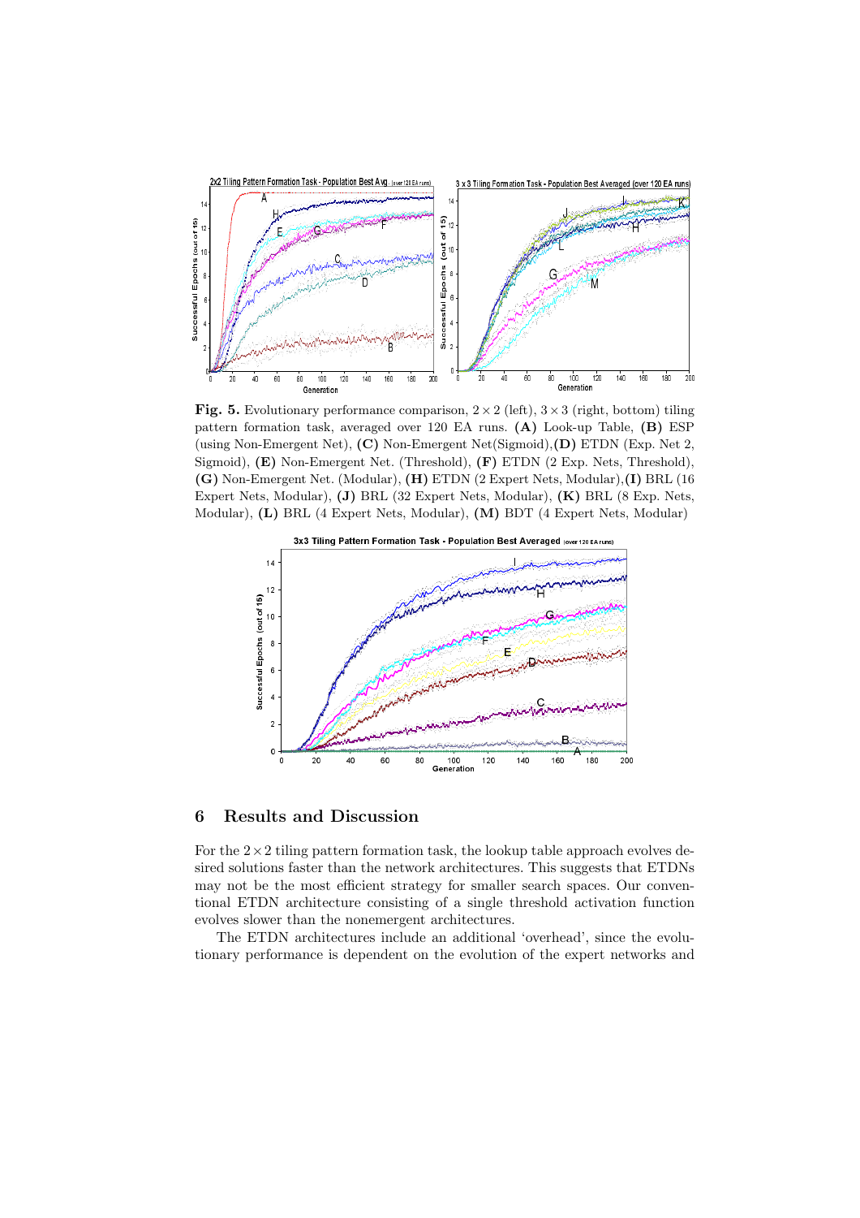**Fig. 5.** Evolutionary performance comparison, $2 \times 2$ (left), $3 \times 3$ (right, bottom) tiling pattern formation task, averaged over 120 EA runs. **(A)** Look-up Table, **(B)** ESP (using Non-Emergent Net), **(C)** Non-Emergent Net(Sigmoid),**(D)** ETDN (Exp. Net 2, Sigmoid), **(E)** Non-Emergent Net. (Threshold), **(F)** ETDN (2 Exp. Nets, Threshold), **(G)** Non-Emergent Net. (Modular), **(H)** ETDN (2 Expert Nets, Modular),**(I)** BRL (16 Expert Nets, Modular), **(J)** BRL (32 Expert Nets, Modular), **(K)** BRL (8 Exp. Nets, Modular), **(L)** BRL (4 Expert Nets, Modular), **(M)** BDT (4 Expert Nets, Modular)

## 6 Results and Discussion

For the $2 \times 2$ tiling pattern formation task, the lookup table approach evolves desired solutions faster than the network architectures. This suggests that ETDNs may not be the most efficient strategy for smaller search spaces. Our conventional ETDN architecture consisting of a single threshold activation function evolves slower than the nonemergent architectures.

The ETDN architectures include an additional 'overhead', since the evolutionary performance is dependent on the evolution of the expert networks and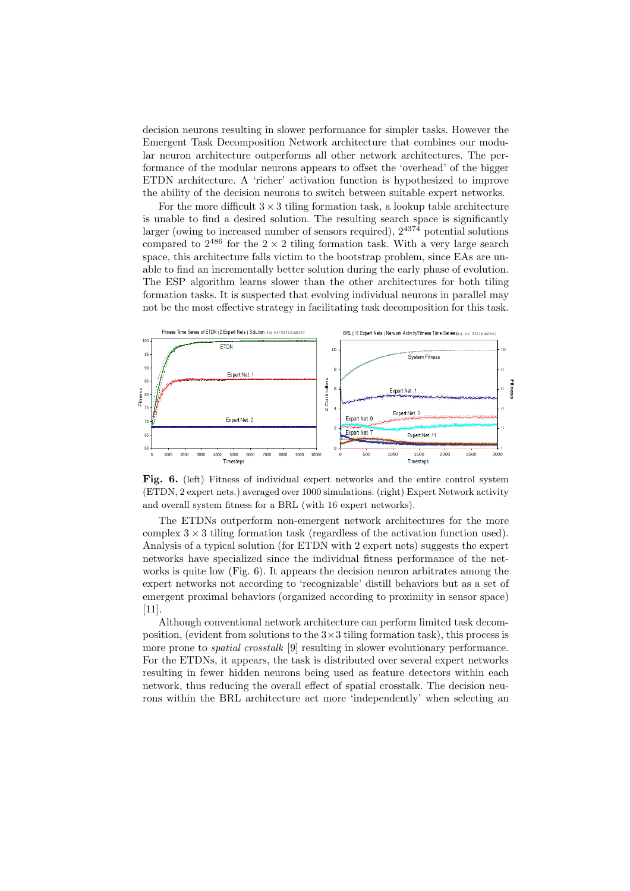decision neurons resulting in slower performance for simpler tasks. However the Emergent Task Decomposition Network architecture that combines our modular neuron architecture outperforms all other network architectures. The performance of the modular neurons appears to offset the 'overhead' of the bigger ETDN architecture. A 'richer' activation function is hypothesized to improve the ability of the decision neurons to switch between suitable expert networks.

For the more difficult $3 \times 3$ tiling formation task, a lookup table architecture is unable to find a desired solution. The resulting search space is significantly larger (owing to increased number of sensors required), $2^{4374}$ potential solutions compared to $2^{486}$ for the $2 \times 2$ tiling formation task. With a very large search space, this architecture falls victim to the bootstrap problem, since EAs are unable to find an incrementally better solution during the early phase of evolution. The ESP algorithm learns slower than the other architectures for both tiling formation tasks. It is suspected that evolving individual neurons in parallel may not be the most effective strategy in facilitating task decomposition for this task.

**Fig. 6.** (left) Fitness of individual expert networks and the entire control system (ETDN, 2 expert nets.) averaged over 1000 simulations. (right) Expert Network activity and overall system fitness for a BRL (with 16 expert networks).

The ETDNs outperform non-emergent network architectures for the more complex $3 \times 3$ tiling formation task (regardless of the activation function used). Analysis of a typical solution (for ETDN with 2 expert nets) suggests the expert networks have specialized since the individual fitness performance of the networks is quite low (Fig. 6). It appears the decision neuron arbitrates among the expert networks not according to 'recognizable' distill behaviors but as a set of emergent proximal behaviors (organized according to proximity in sensor space) [11].

Although conventional network architecture can perform limited task decomposition, (evident from solutions to the $3 \times 3$ tiling formation task), this process is more prone to *spatial crosstalk* [9] resulting in slower evolutionary performance. For the ETDNs, it appears, the task is distributed over several expert networks resulting in fewer hidden neurons being used as feature detectors within each network, thus reducing the overall effect of spatial crosstalk. The decision neurons within the BRL architecture act more 'independently' when selecting an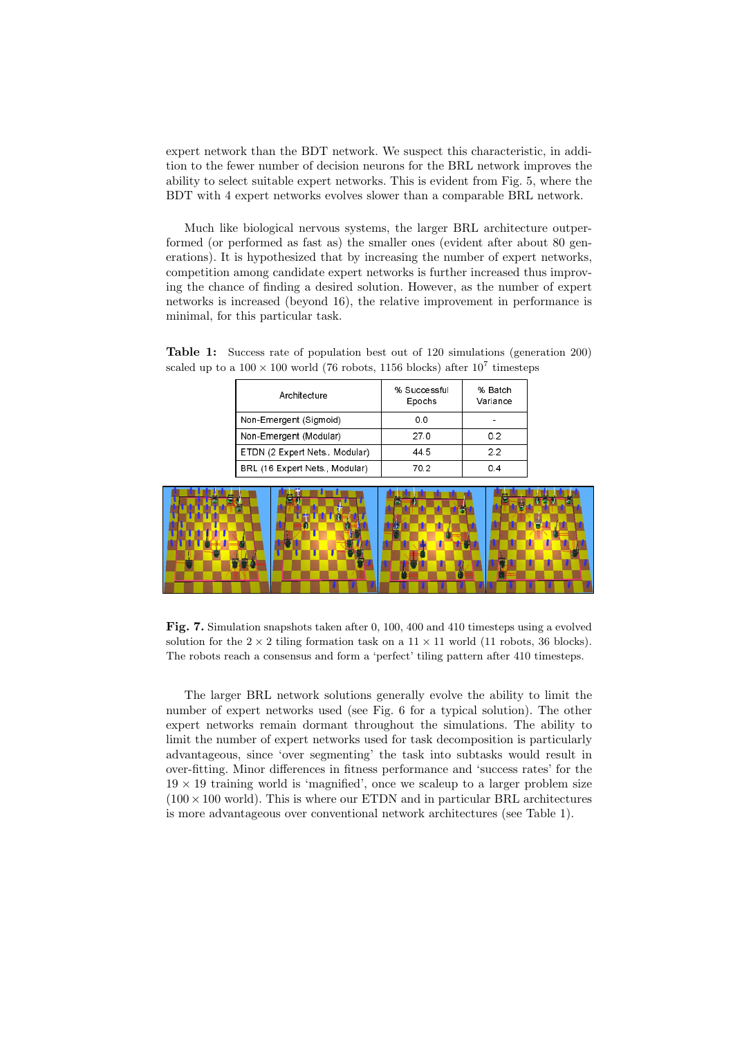expert network than the BDT network. We suspect this characteristic, in addition to the fewer number of decision neurons for the BRL network improves the ability to select suitable expert networks. This is evident from Fig. 5, where the BDT with 4 expert networks evolves slower than a comparable BRL network.

Much like biological nervous systems, the larger BRL architecture outperformed (or performed as fast as) the smaller ones (evident after about 80 generations). It is hypothesized that by increasing the number of expert networks, competition among candidate expert networks is further increased thus improving the chance of finding a desired solution. However, as the number of expert networks is increased (beyond 16), the relative improvement in performance is minimal, for this particular task.

**Table 1:** Success rate of population best out of 120 simulations (generation 200) scaled up to a $100 \times 100$ world (76 robots, 1156 blocks) after $10^7$ timesteps

| Architecture | % Successful Epochs | % Batch Variance |
|---|---|---|
| Non-Emergent (Sigmoid) | 0.0 | - |
| Non-Emergent (Modular) | 27.0 | 0.2 |
| ETDN (2 Expert Nets., Modular) | 44.5 | 2.2 |
| BRL (16 Expert Nets., Modular) | 70.2 | 0.4 |

**Fig. 7.** Simulation snapshots taken after 0, 100, 400 and 410 timesteps using a evolved solution for the $2 \times 2$ tiling formation task on a $11 \times 11$ world (11 robots, 36 blocks). The robots reach a consensus and form a 'perfect' tiling pattern after 410 timesteps.

The larger BRL network solutions generally evolve the ability to limit the number of expert networks used (see Fig. 6 for a typical solution). The other expert networks remain dormant throughout the simulations. The ability to limit the number of expert networks used for task decomposition is particularly advantageous, since 'over segmenting' the task into subtasks would result in over-fitting. Minor differences in fitness performance and 'success rates' for the $19 \times 19$ training world is 'magnified', once we scaleup to a larger problem size ($100 \times 100$ world). This is where our ETDN and in particular BRL architectures is more advantageous over conventional network architectures (see Table 1).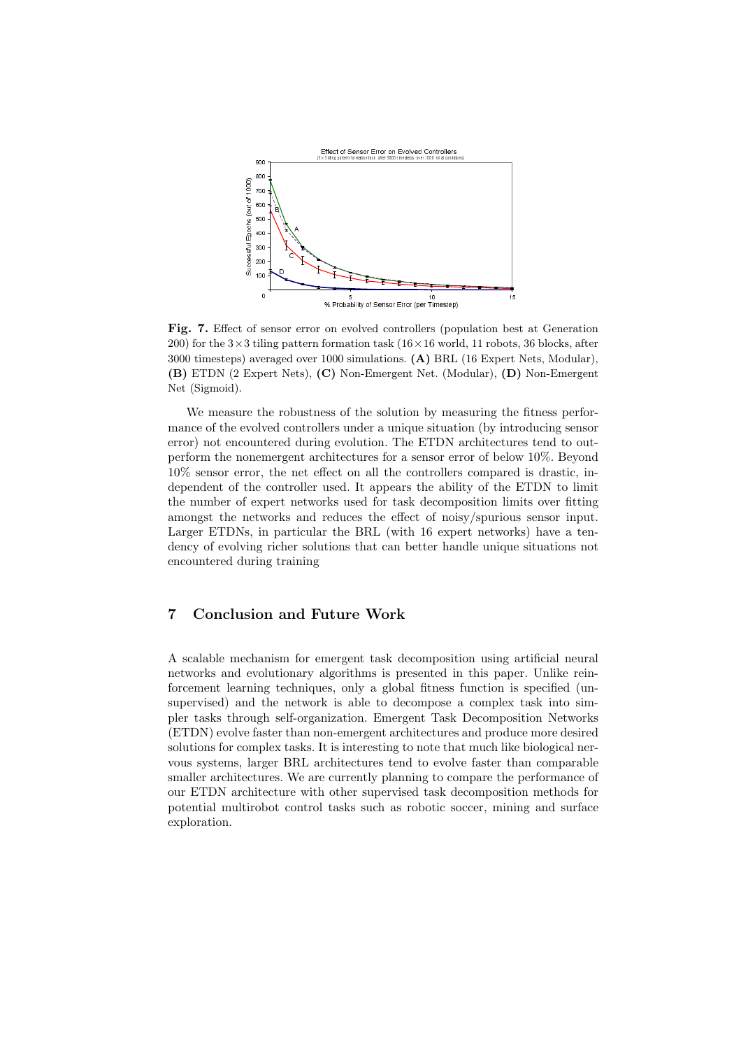**Fig. 7.** Effect of sensor error on evolved controllers (population best at Generation 200) for the $3 \times 3$ tiling pattern formation task ($16 \times 16$ world, 11 robots, 36 blocks, after 3000 timesteps) averaged over 1000 simulations. **(A)** BRL (16 Expert Nets, Modular), **(B)** ETDN (2 Expert Nets), **(C)** Non-Emergent Net. (Modular), **(D)** Non-Emergent Net (Sigmoid).

We measure the robustness of the solution by measuring the fitness performance of the evolved controllers under a unique situation (by introducing sensor error) not encountered during evolution. The ETDN architectures tend to outperform the nonemergent architectures for a sensor error of below 10%. Beyond 10% sensor error, the net effect on all the controllers compared is drastic, independent of the controller used. It appears the ability of the ETDN to limit the number of expert networks used for task decomposition limits over fitting amongst the networks and reduces the effect of noisy/spurious sensor input. Larger ETDNs, in particular the BRL (with 16 expert networks) have a tendency of evolving richer solutions that can better handle unique situations not encountered during training

## 7 Conclusion and Future Work

A scalable mechanism for emergent task decomposition using artificial neural networks and evolutionary algorithms is presented in this paper. Unlike reinforcement learning techniques, only a global fitness function is specified (unsupervised) and the network is able to decompose a complex task into simpler tasks through self-organization. Emergent Task Decomposition Networks (ETDN) evolve faster than non-emergent architectures and produce more desired solutions for complex tasks. It is interesting to note that much like biological nervous systems, larger BRL architectures tend to evolve faster than comparable smaller architectures. We are currently planning to compare the performance of our ETDN architecture with other supervised task decomposition methods for potential multirobot control tasks such as robotic soccer, mining and surface exploration.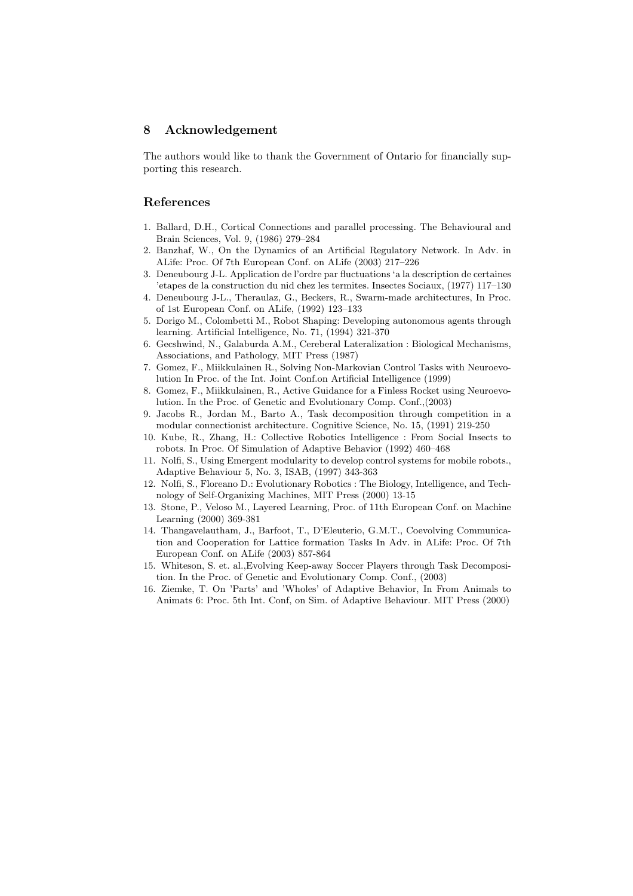## 8 Acknowledgement

The authors would like to thank the Government of Ontario for financially supporting this research.

## References

1. Ballard, D.H., Cortical Connections and parallel processing. The Behavioural and Brain Sciences, Vol. 9, (1986) 279–284
2. Banzhaf, W., On the Dynamics of an Artificial Regulatory Network. In Adv. in ALife: Proc. Of 7th European Conf. on ALife (2003) 217–226
3. Deneubourg J-L. Application de l'ordre par fluctuations 'a la description de certaines 'etapes de la construction du nid chez les termites. Insectes Sociaux, (1977) 117–130
4. Deneubourg J-L., Theraulaz, G., Beckers, R., Swarm-made architectures, In Proc. of 1st European Conf. on ALife, (1992) 123–133
5. Dorigo M., Colombetti M., Robot Shaping: Developing autonomous agents through learning. Artificial Intelligence, No. 71, (1994) 321-370
6. Gecshwind, N., Galaburda A.M., Cereberal Lateralization : Biological Mechanisms, Associations, and Pathology, MIT Press (1987)
7. Gomez, F., Miikkulainen R., Solving Non-Markovian Control Tasks with Neuroevolution In Proc. of the Int. Joint Conf.on Artificial Intelligence (1999)
8. Gomez, F., Miikkulainen, R., Active Guidance for a Finless Rocket using Neuroevolution. In the Proc. of Genetic and Evolutionary Comp. Conf.,(2003)
9. Jacobs R., Jordan M., Barto A., Task decomposition through competition in a modular connectionist architecture. Cognitive Science, No. 15, (1991) 219-250
10. Kube, R., Zhang, H.: Collective Robotics Intelligence : From Social Insects to robots. In Proc. Of Simulation of Adaptive Behavior (1992) 460–468
11. Nolfi, S., Using Emergent modularity to develop control systems for mobile robots., Adaptive Behaviour 5, No. 3, ISAB, (1997) 343-363
12. Nolfi, S., Floreano D.: Evolutionary Robotics : The Biology, Intelligence, and Technology of Self-Organizing Machines, MIT Press (2000) 13-15
13. Stone, P., Veloso M., Layered Learning, Proc. of 11th European Conf. on Machine Learning (2000) 369-381
14. Thangavelautham, J., Barfoot, T., D'Eleuterio, G.M.T., Coevolving Communication and Cooperation for Lattice formation Tasks In Adv. in ALife: Proc. Of 7th European Conf. on ALife (2003) 857-864
15. Whiteson, S. et. al.,Evolving Keep-away Soccer Players through Task Decomposition. In the Proc. of Genetic and Evolutionary Comp. Conf., (2003)
16. Ziemke, T. On 'Parts' and 'Wholes' of Adaptive Behavior, In From Animals to Animats 6: Proc. 5th Int. Conf, on Sim. of Adaptive Behaviour. MIT Press (2000)